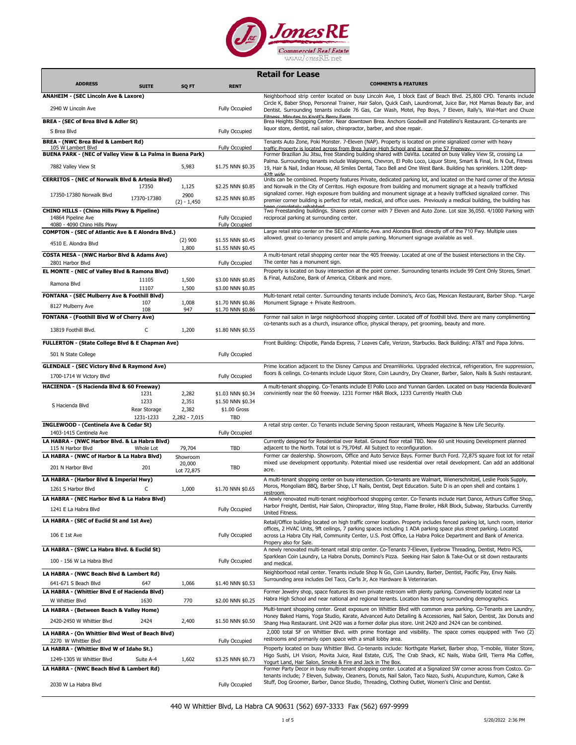JonesRE
Commercial Real Estate
www.JonesRE.net

## Retail for Lease

| ADDRESS | SUITE | SQ FT | RENT | COMMENTS & FEATURES |
|---|---|---|---|---|
| **ANAHEIM - (SEC Lincoln Ave & Laxore)** | | | | Neighborhood strip center located on busy Lincoln Ave, 1 block East of Beach Blvd. 25,800 CPD. Tenants include Circle K, Baber Shop, Personnal Trainer, Hair Salon, Quick Cash, Laundromat, Juice Bar, Hot Mamas Beauty Bar, and Dentist. Surrounding tenants include 76 Gas, Car Wash, Motel, Pep Boys, 7 Eleven, Rally's, Wal-Mart and Chuze Fitness. Minutes to Knott's Berry Farm. |
| 2940 W Lincoln Ave | | | Fully Occupied | |
| **BREA - (SEC of Brea Blvd & Adler St)** | | | | Brea Heights Shopping Center. Near downtown Brea. Anchors Goodwill and Fratellino's Restaurant. Co-tenants are liquor store, dentist, nail salon, chiropractor, barber, and shoe repair. |
| S Brea Blvd | | | Fully Occupied | |
| **BREA - (NWC Brea Blvd & Lambert Rd)** | | | | Tenants Auto Zone, Poki Monster. 7-Eleven (NAP). Property is located on prime signalized corner with heavy traffic.Property is located across from Brea Junior High School and is near the 57 Freeway. |
| 105 W Lambert Blvd | | | Fully Occupied | |
| **BUENA PARK - (NEC of Valley View & La Palma in Buena Park)** | | | | Former Brazilian Jiu Jitsu, free Standing building shared with DaVita. Located on busy Valley View St, crossing La Palma. Surrounding tenants include Walgreens, Chevron, El Pollo Loco, Liquor Store, Smart & Final, In N Out, Fitness 19, Hair & Nail, Indian House, All Smiles Dental, Taco Bell and One West Bank. Building has sprinklers. 120ft deep-42ft wide |
| 7882 Valley View St | | 5,983 | $1.75 NNN $0.35 | |
| **CERRITOS - (NEC of Norwalk Blvd & Artesia Blvd)** | | | | Units can be combined. Property features Private, dedicated parking lot, and located on the hard corner of the Artesia and Norwalk in the City of Cerritos. High exposure from building and monument signage at a heavily trafficked signalized corner. High exposure from building and monument signage at a heavily trafficked signalized corner. This premier corner building is perfect for retail, medical, and office uses. Previously a medical building, the building has been completely rehabbed. |
| | 17350 | 1,125 | $2.25 NNN $0.85 | |
| 17350-17380 Norwalk Blvd | 17370-17380 | 2900 (2) - 1,450 | $2.25 NNN $0.85 | |
| **CHINO HILLS - (Chino Hills Pkwy & Pipeline)** | | | | Two Freestanding buildings. Shares point corner with 7 Eleven and Auto Zone. Lot size 36,050. 4/1000 Parking with reciprocal parking at surrounding center. |
| 14864 Pipeline Ave | | | Fully Occupied | |
| 4080 - 4090 Chino Hills Pkwy | | | Fully Occupied | |
| **COMPTON - (SEC of Atlantic Ave & E Alondra Blvd.)** | | | | Large retail strip center on the SEC of Atlantic Ave. and Alondra Blvd. directly off of the 710 Fwy. Multiple uses allowed, great co-tenancy present and ample parking. Monument signage available as well. |
| 4510 E. Alondra Blvd | | (2) 900 | $1.55 NNN $0.45 | |
| | | 1,800 | $1.55 NNN $0.45 | |
| **COSTA MESA - (NWC Harbor Blvd & Adams Ave)** | | | | A multi-tenant retail shopping center near the 405 freeway. Located at one of the busiest intersections in the City. The center has a monument sign. |
| 2801 Harbor Blvd | | | Fully Occupied | |
| **EL MONTE - (NEC of Valley Blvd & Ramona Blvd)** | | | | Property is located on busy intersection at the point corner. Surrounding tenants include 99 Cent Only Stores, Smart & Final, AutoZone, Bank of America, Citibank and more. |
| Ramona Blvd | 11105 | 1,500 | $3.00 NNN $0.85 | |
| | 11107 | 1,500 | $3.00 NNN $0.85 | |
| **FONTANA - (SEC Mulberry Ave & Foothill Blvd)** | | | | Multi-tenant retail center. Surrounding tenants include Domino's, Arco Gas, Mexican Restaurant, Barber Shop. *Large Monument Signage + Private Restroom. |
| 8127 Mulberry Ave | 107 | 1,008 | $1.70 NNN $0.86 | |
| | 108 | 947 | $1.70 NNN $0.86 | |
| **FONTANA - (Foothill Blvd W of Cherry Ave)** | | | | Former nail salon in large neighborhood shopping center. Located off of foothill blvd. there are many complimenting co-tenants such as a church, insurance office, physical therapy, pet grooming, beauty and more. |
| 13819 Foothill Blvd. | C | 1,200 | $1.80 NNN $0.55 | |
| **FULLERTON - (State College Blvd & E Chapman Ave)** | | | | Front Building: Chipotle, Panda Express, 7 Leaves Cafe, Verizon, Starbucks. Back Building: AT&T and Papa Johns. |
| 501 N State College | | | Fully Occupied | |
| **GLENDALE - (SEC Victory Blvd & Raymond Ave)** | | | | Prime location adjacent to the Disney Campus and DreamWorks. Upgraded electrical, refrigeration, fire suppression, floors & ceilings. Co-tenants include Liquor Store, Coin Laundry, Dry Cleaner, Barber, Salon, Nails & Sushi restaurant. |
| 1700-1714 W Victory Blvd | | | Fully Occupied | |
| **HACIENDA - (S Hacienda Blvd & 60 Freeway)** | | | | A multi-tenant shopping. Co-Tenants include El Pollo Loco and Yunnan Garden. Located on busy Hacienda Boulevard conviniently near the 60 freeway. 1231 Former H&R Block, 1233 Currently Health Club |
| | 1231 | 2,282 | $1.03 NNN $0.34 | |
| S Hacienda Blvd | 1233 | 2,351 | $1.50 NNN $0.34 | |
| | Rear Storage | 2,382 | $1.00 Gross | |
| | 1231-1233 | 2,282 - 7,015 | TBD | |
| **INGLEWOOD - (Centinela Ave & Cedar St)** | | | | A retail strip center. Co Tenants include Serving Spoon restaurant, Wheels Magazine & New Life Security. |
| 1403-1415 Centinela Ave | | | Fully Occupied | |
| **LA HABRA - (NWC Harbor Blvd. & La Habra Blvd)** | | | | Currently designed for Residential over Retail. Ground floor retail TBD. New 60 unit Housing Development planned adjacent to the North. Total lot is 79,704sf. All Subject to reconfiguration. |
| 115 N Harbor Blvd | Whole Lot | 79,704 | TBD | |
| **LA HABRA - (NWC of Harbor & La Habra Blvd)** | | | | Former car dealership. Showroom, Office and Auto Service Bays. Former Burch Ford. 72,875 square foot lot for retail mixed use development opportunity. Potential mixed use residential over retail development. Can add an additional acre. |
| 201 N Harbor Blvd | 201 | Showroom 20,000 Lot 72,875 | TBD | |
| **LA HABRA - (Harbor Blvd & Imperial Hwy)** | | | | A multi-tenant shopping center on busy intersection. Co-tenants are Walmart, Wienerschnitzel, Leslie Pools Supply, Moros, Mongoliam BBQ, Barber Shop, LT Nails, Dentist, Dept Education. Suite D is an open shell and contains 1 restroom. |
| 1261 S Harbor Blvd | C | 1,000 | $1.70 NNN $0.65 | |
| **LA HABRA - (NEC Harbor Blvd & La Habra Blvd)** | | | | A newly renovated multi-tenant neighborhood shopping center. Co-Tenants include Hart Dance, Arthurs Coffee Shop, Harbor Freight, Dentist, Hair Salon, Chiropractor, Wing Stop, Flame Broiler, H&R Block, Subway, Starbucks. Currently United Fitness. |
| 1241 E La Habra Blvd | | | Fully Occupied | |
| **LA HABRA - (SEC of Euclid St and 1st Ave)** | | | | Retail/Office building located on high traffic corner location. Property includes fenced parking lot, lunch room, interior offices, 2 HVAC Units, 9ft ceilings, 7 parking spaces including 1 ADA parking space plus street parking. Located across La Habra City Hall, Community Center, U.S. Post Office, La Habra Police Department and Bank of America. Propery also for Sale. |
| 106 E 1st Ave | | | Fully Occupied | |
| **LA HABRA - (SWC La Habra Blvd. & Euclid St)** | | | | A newly renovated multi-tenant retail strip center. Co-Tenants 7-Eleven, Eyebrow Threading, Dentist, Metro PCS, Sparklean Coin Laundry, La Habra Donuts, Domino's Pizza. Seeking Hair Salon & Take-Out or sit down restaurants and medical. |
| 100 - 156 W La Habra Blvd | | | Fully Occupied | |
| **LA HABRA - (NWC Beach Blvd & Lambert Rd)** | | | | Neighborhood retail center. Tenants include Shop N Go, Coin Laundry, Barber, Dentist, Pacific Pay, Envy Nails. Surrounding area includes Del Taco, Car'ls Jr, Ace Hardware & Veterinarian. |
| 641-671 S Beach Blvd | 647 | 1,066 | $1.40 NNN $0.53 | |
| **LA HABRA - (Whittier Blvd E of Hacienda Blvd)** | | | | Former Jewelry shop, space features its own private restroom with plenty parking. Conveniently located near La Habra High School and near national and regional tenants. Location has strong surrounding demographics. |
| W Whittier Blvd | 1630 | 770 | $2.00 NNN $0.25 | |
| **LA HABRA - (Between Beach & Valley Home)** | | | | Multi-tenant shopping center. Great exposure on Whittier Blvd with common area parking. Co-Tenants are Laundry, Honey Baked Hams, Yoga Studio, Karate, Advanced Auto Detailing & Accessories, Nail Salon, Dentist, Jax Donuts and Shang Hwa Restaurant. Unit 2420 was a former dollar plus store. Unit 2420 and 2424 can be combined. |
| 2420-2450 W Whittier Blvd | 2424 | 2,400 | $1.50 NNN $0.50 | |
| **LA HABRA - (On Whittier Blvd West of Beach Blvd)** | | | | 2,000 total SF on Whittier Blvd. with prime frontage and visibility. The space comes equipped with Two (2) restrooms and primarily open space with a small lobby area. |
| 2270 W Whittier Blvd | | | Fully Occupied | |
| **LA HABRA - (Whittier Blvd W of Idaho St.)** | | | | Property located on busy Whittier Blvd. Co-tenants include: Northgate Market, Barber shop, T-mobile, Water Store, Higo Sushi, LH Vision, Movita Juice, Real Estate, CUS, The Crab Shack, KC Nails, Waba Grill, Tierra Mia Coffee, Yogurt Land, Hair Salon, Smoke & Fire and Jack in The Box. |
| 1249-1305 W Whittier Blvd | Suite A-4 | 1,602 | $3.25 NNN $0.73 | |
| **LA HABRA - (NWC Beach Blvd & Lambert Rd)** | | | | Former Party Decor in busy multi-tenant shopping center. Located at a Signalized SW corner across from Costco. Co-tenants include; 7 Eleven, Subway, Cleaners, Donuts, Nail Salon, Taco Nazo, Sushi, Acupuncture, Kumon, Cake & Stuff, Dog Groomer, Barber, Dance Studio, Threading, Clothing Outlet, Women's Clinic and Dentist. |
| 2030 W La Habra Blvd | | | Fully Occupied | |

440 W Whittier Blvd, La Habra CA 90631 (562) 697-3333 Fax (562) 697-9999

5/20/2022 2:36 PM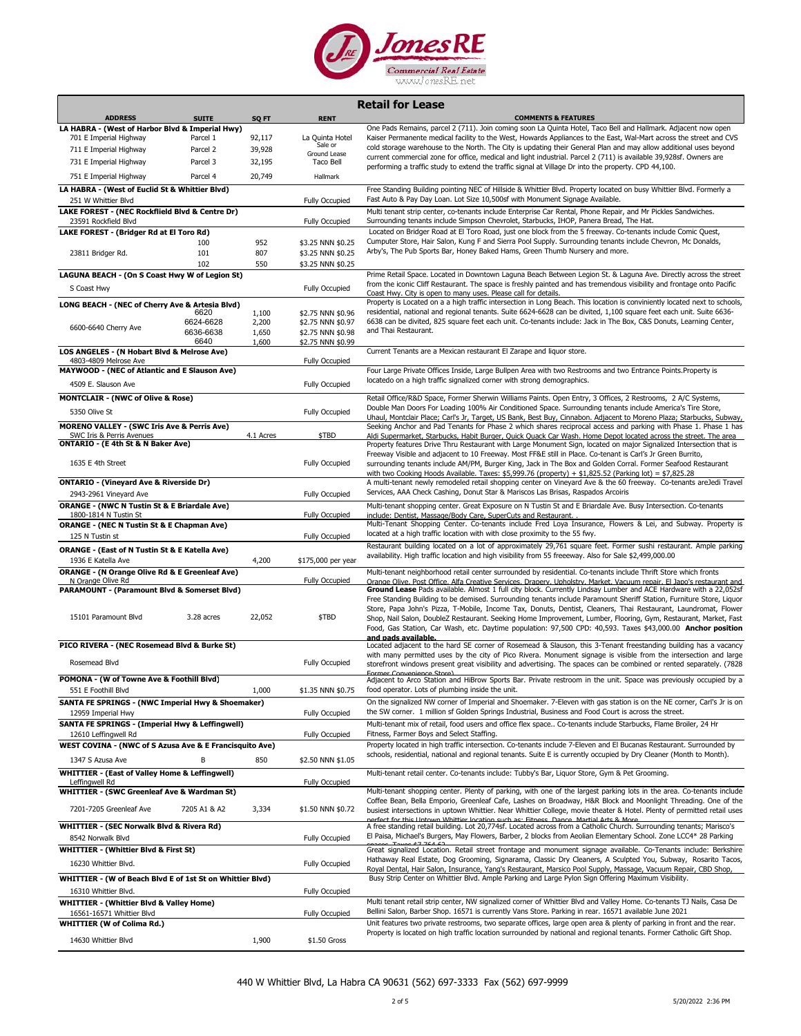# Retail for Lease

| ADDRESS | SUITE | SQ FT | RENT | COMMENTS & FEATURES |
|---|---|---|---|---|
| **LA HABRA - (West of Harbor Blvd & Imperial Hwy)** | | | | One Pads Remains, parcel 2 (711). Join coming soon La Quinta Hotel, Taco Bell and Hallmark. Adjacent now open Kaiser Permanente medical facility to the West, Howards Appliances to the East, Wal-Mart across the street and CVS cold storage warehouse to the North. The City is updating their General Plan and may allow additional uses beyond current commercial zone for office, medical and light industrial. Parcel 2 (711) is available 39,928sf. Owners are performing a traffic study to extend the traffic signal at Village Dr into the property. CPD 44,100. |
| 701 E Imperial Highway | Parcel 1 | 92,117 | La Quinta Hotel | |
| 711 E Imperial Highway | Parcel 2 | 39,928 | Sale or Ground Lease | |
| 731 E Imperial Highway | Parcel 3 | 32,195 | Taco Bell | |
| 751 E Imperial Highway | Parcel 4 | 20,749 | Hallmark | |
| **LA HABRA - (West of Euclid St & Whittier Blvd)** | | | | Free Standing Building pointing NEC of Hillside & Whittier Blvd. Property located on busy Whittier Blvd. Formerly a Fast Auto & Pay Day Loan. Lot Size 10,500sf with Monument Signage Available. |
| 251 W Whittier Blvd | | | Fully Occupied | |
| **LAKE FOREST - (NEC Rockfflield Blvd & Centre Dr)** | | | | Multi tenant strip center, co-tenants include Enterprise Car Rental, Phone Repair, and Mr Pickles Sandwiches. Surrounding tenants include Simpson Chevrolet, Starbucks, IHOP, Panera Bread, The Hat. |
| 23591 Rockfield Blvd | | | Fully Occupied | |
| **LAKE FOREST - (Bridger Rd at El Toro Rd)** | | | | Located on Bridger Road at El Toro Road, just one block from the 5 freeway. Co-tenants include Comic Quest, Cumputer Store, Hair Salon, Kung F and Sierra Pool Supply. Surrounding tenants include Chevron, Mc Donalds, Arby's, The Pub Sports Bar, Honey Baked Hams, Green Thumb Nursery and more. |
| | 100 | 952 | \$3.25 NNN \$0.25 | |
| 23811 Bridger Rd. | 101 | 807 | \$3.25 NNN \$0.25 | |
| | 102 | 550 | \$3.25 NNN \$0.25 | |
| **LAGUNA BEACH - (On S Coast Hwy W of Legion St)** | | | | Prime Retail Space. Located in Downtown Laguna Beach Between Legion St. & Laguna Ave. Directly across the street from the iconic Cliff Restaurant. The space is freshly painted and has tremendous visibility and frontage onto Pacific Coast Hwy. City is open to many uses. Please call for details. |
| S Coast Hwy | | | Fully Occupied | |
| **LONG BEACH - (NEC of Cherry Ave & Artesia Blvd)** | | | | Property is Located on a a high traffic intersection in Long Beach. This location is conviniently located next to schools, residential, national and regional tenants. Suite 6624-6628 can be divided, 1,100 square feet each unit. Suite 6636-6638 can be divited, 825 square feet each unit. Co-tenants include: Jack in The Box, C&S Donuts, Learning Center, and Thai Restaurant. |
| | 6620 | 1,100 | \$2.75 NNN \$0.96 | |
| 6600-6640 Cherry Ave | 6624-6628 | 2,200 | \$2.75 NNN \$0.97 | |
| | 6636-6638 | 1,650 | \$2.75 NNN \$0.98 | |
| | 6640 | 1,600 | \$2.75 NNN \$0.99 | |
| **LOS ANGELES - (N Hobart Blvd & Melrose Ave)** | | | | Current Tenants are a Mexican restaurant El Zarape and liquor store. |
| 4803-4809 Melrose Ave | | | Fully Occupied | |
| **MAYWOOD - (NEC of Atlantic and E Slauson Ave)** | | | | Four Large Private Offices Inside, Large Bullpen Area with two Restrooms and two Entrance Points.Property is locatedo on a high traffic signalized corner with strong demographics. |
| 4509 E. Slauson Ave | | | Fully Occupied | |
| **MONTCLAIR - (NWC of Olive & Rose)** | | | | Retail Office/R&D Space, Former Sherwin Williams Paints. Open Entry, 3 Offices, 2 Restrooms, 2 A/C Systems, Double Man Doors For Loading 100% Air Conditioned Space. Surrounding tenants include America's Tire Store, Uhaul, Montclair Place; Carl's Jr, Target, US Bank, Best Buy, Cinnabon. |
| 5350 Olive St | | | Fully Occupied | |
| **MORENO VALLEY - (SWC Iris Ave & Perris Ave)** | | | | Adjacent to Moreno Plaza; Starbucks, Subway, Seeking Anchor and Pad Tenants for Phase 2 which shares reciprocal access and parking with Phase 1. Phase 1 has Aldi Supermarket, Starbucks, Habit Burger, Quick Quack Car Wash. Home Depot located across the street. The area |
| SWC Iris & Perris Avenues | | 4.1 Acres | \$TBD | |
| **ONTARIO - (E 4th St & N Baker Ave)** | | | | Property features Drive Thru Restaurant with Large Monument Sign, located on major Signalized Intersection that is Freeway Visible and adjacent to 10 Freeway. Most FF&E still in Place. Co-tenant is Carl's Jr Green Burrito, surrounding tenants include AM/PM, Burger King, Jack in The Box and Golden Corral. Former Seafood Restaurant with two Cooking Hoods Available. Taxes: \$5,999.76 (property) + \$1,825.52 (Parking lot) = \$7,825.28 |
| 1635 E 4th Street | | | Fully Occupied | |
| **ONTARIO - (Vineyard Ave & Riverside Dr)** | | | | A multi-tenant newly remodeled retail shopping center on Vineyard Ave & the 60 freeway. Co-tenants areJedi Travel Services, AAA Check Cashing, Donut Star & Mariscos Las Brisas, Raspados Arcoiris |
| 2943-2961 Vineyard Ave | | | Fully Occupied | |
| **ORANGE - (NWC N Tustin St & E Briardale Ave)** | | | | Multi-tenant shopping center. Great Exposure on N Tustin St and E Briardale Ave. Busy Intersection. Co-tenants include: Dentist, Massage/Body Care, SuperCuts and Restaurant. . |
| 1800-1814 N Tustin St | | | Fully Occupied | |
| **ORANGE - (NEC N Tustin St & E Chapman Ave)** | | | | Multi-Tenant Shopping Center. Co-tenants include Fred Loya Insurance, Flowers & Lei, and Subway. Property is located at a high traffic location with close proximity to the 55 fwy. |
| 125 N Tustin st | | | Fully Occupied | |
| **ORANGE - (East of N Tustin St & E Katella Ave)** | | | | Restaurant building located on a lot of approximately 29,761 square feet. Former sushi restaurant. Ample parking availability. High traffic location and high visibility from 55 freeeway. Also for Sale \$2,499,000.00 |
| 1936 E Katella Ave | | 4,200 | \$175,000 per year | |
| **ORANGE - (N Orange Olive Rd & E Greenleaf Ave)** | | | | Multi-tenant neighborhood retail center surrounded by residential. Co-tenants include Thrift Store which fronts Orange Olive, Post Office, Alfa Creative Services, Drapery, Upholstry, Market, Vacuum repair, El Japo's restaurant and |
| N Orange Olive Rd | | | Fully Occupied | |
| **PARAMOUNT - (Paramount Blvd & Somerset Blvd)** | | | | **Ground Lease** Pads available. Almost 1 full city block. Currently Lindsay Lumber and ACE Hardware with a 22,052sf Free Standing Building to be demised. Surrounding tenants include Paramount Sheriff Station, Furniture Store, Liquor Store, Papa John's Pizza, T-Mobile, Income Tax, Donuts, Dentist, Cleaners, Thai Restaurant, Laundromat, Flower Shop, Nail Salon, DoubleZ Restaurant. Seeking Home Improvement, Lumber, Flooring, Gym, Restaurant, Market, Fast Food, Gas Station, Car Wash, etc. Daytime population: 97,500 CPD: 40,593. Taxes \$43,000.00 **Anchor position and pads available.** |
| 15101 Paramount Blvd | 3.28 acres | 22,052 | \$TBD | |
| **PICO RIVERA - (NEC Rosemead Blvd & Burke St)** | | | | Located adjacent to the hard SE corner of Rosemead & Slauson, this 3-Tenant freestanding building has a vacancy with many permitted uses by the city of Pico Rivera. Monument signage is visible from the intersection and large storefront windows present great visibility and advertising. The spaces can be combined or rented separately. (7828 Former Convenience Store) |
| Rosemead Blvd | | | Fully Occupied | |
| **POMONA - (W of Towne Ave & Foothill Blvd)** | | | | Adjacent to Arco Station and HiBrow Sports Bar. Private restroom in the unit. Space was previously occupied by a food operator. Lots of plumbing inside the unit. |
| 551 E Foothill Blvd | | 1,000 | \$1.35 NNN \$0.75 | |
| **SANTA FE SPRINGS - (NWC Imperial Hwy & Shoemaker)** | | | | On the signalized NW corner of Imperial and Shoemaker. 7-Eleven with gas station is on the NE corner, Carl's Jr is on the SW corner. 1 million sf of Golden Springs Industrial, Business and Food Court is across the street. |
| 12959 Imperial Hwy | | | Fully Occupied | |
| **SANTA FE SPRINGS - (Imperial Hwy & Leffingwell)** | | | | Multi-tenant mix of retail, food users and office flex space.. Co-tenants include Starbucks, Flame Broiler, 24 Hr Fitness, Farmer Boys and Select Staffing. |
| 12610 Leffingwell Rd | | | Fully Occupied | |
| **WEST COVINA - (NWC of S Azusa Ave & E Francisquito Ave)** | | | | Property located in high traffic intersection. Co-tenants include 7-Eleven and El Bucanas Restaurant. Surrounded by schools, residential, national and regional tenants. Suite E is currently occupied by Dry Cleaner (Month to Month). |
| 1347 S Azusa Ave | B | 850 | \$2.50 NNN \$1.05 | |
| **WHITTIER - (East of Valley Home & Leffingwell)** | | | | Multi-tenant retail center. Co-tenants include: Tubby's Bar, Liquor Store, Gym & Pet Grooming. |
| Leffingwell Rd | | | Fully Occupied | |
| **WHITTIER - (SWC Greenleaf Ave & Wardman St)** | | | | Multi-tenant shopping center. Plenty of parking, with one of the largest parking lots in the area. Co-tenants include Coffee Bean, Bella Emporio, Greenleaf Cafe, Lashes on Broadway, H&R Block and Moonlight Threading. One of the busiest intersections in uptown Whittier. Near Whittier College, movie theater & Hotel. Plenty of permitted retail uses perfect for this Uptown Whittier location such as: Fitness, Dance, Martial Arts & More |
| 7201-7205 Greenleaf Ave | 7205 A1 & A2 | 3,334 | \$1.50 NNN \$0.72 | |
| **WHITTIER - (SEC Norwalk Blvd & Rivera Rd)** | | | | A free standing retail building. Lot 20,774sf. Located across from a Catholic Church. Surrounding tenants; Marisco's El Paisa, Michael's Burgers, May Flowers, Barber, 2 blocks from Aeolian Elementary School. Zone LCC4* 28 Parking spaces. Taxes \$7,764.62 |
| 8542 Norwalk Blvd | | | Fully Occupied | |
| **WHITTIER - (Whittier Blvd & First St)** | | | | Great signalized Location. Retail street frontage and monument signage available. Co-Tenants include: Berkshire Hathaway Real Estate, Dog Grooming, Signarama, Classic Dry Cleaners, A Sculpted You, Subway, Rosarito Tacos, Royal Dental, Hair Salon, Insurance, Yang's Restaurant, Marsico Pool Supply, Massage, Vacuum Repair, CBD Shop, |
| 16230 Whittier Blvd. | | | Fully Occupied | |
| **WHITTIER - (W of Beach Blvd E of 1st St on Whittier Blvd)** | | | | Busy Strip Center on Whittier Blvd. Ample Parking and Large Pylon Sign Offering Maximum Visibility. |
| 16310 Whittier Blvd. | | | Fully Occupied | |
| **WHITTIER - (Whittier Blvd & Valley Home)** | | | | Multi tenant retail strip center, NW signalized corner of Whittier Blvd and Valley Home. Co-tenants TJ Nails, Casa De Bellini Salon, Barber Shop. 16571 is currently Vans Store. Parking in rear. 16571 available June 2021 |
| 16561-16571 Whittier Blvd | | | Fully Occupied | |
| **WHITTIER (W of Colima Rd.)** | | | | Unit features two private restrooms, two separate offices, large open area & plenty of parking in front and the rear. Property is located on high traffic location surrounded by national and regional tenants. Former Catholic Gift Shop. |
| 14630 Whittier Blvd | | 1,900 | \$1.50 Gross | |

440 W Whittier Blvd, La Habra CA 90631 (562) 697-3333 Fax (562) 697-9999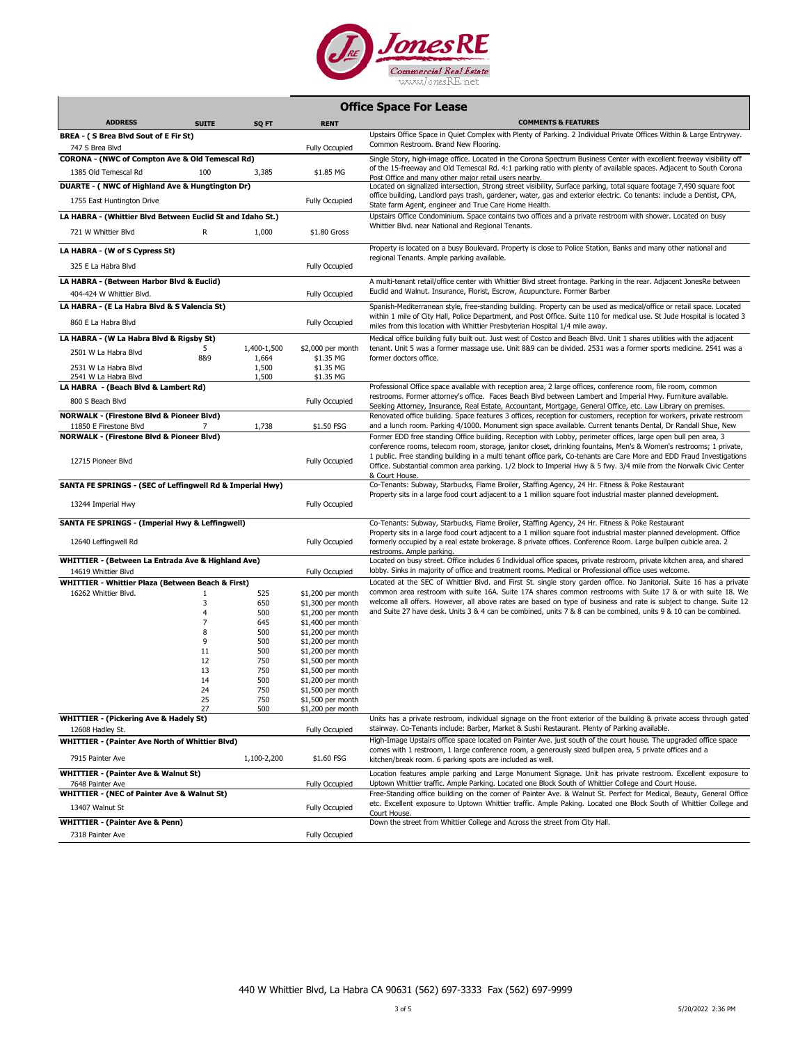**JonesRE Commercial Real Estate**
www.JonesRE.net

## Office Space For Lease

| ADDRESS | SUITE | SQ FT | RENT | COMMENTS & FEATURES |
|---|---|---|---|---|
| **BREA - ( S Brea Blvd Sout of E Fir St)** | | | | Upstairs Office Space in Quiet Complex with Plenty of Parking. 2 Individual Private Offices Within & Large Entryway. Common Restroom. Brand New Flooring. |
| 747 S Brea Blvd | | | Fully Occupied | |
| **CORONA - (NWC of Compton Ave & Old Temescal Rd)** | | | | Single Story, high-image office. Located in the Corona Spectrum Business Center with excellent freeway visibility off of the 15-freeway and Old Temescal Rd. 4:1 parking ratio with plenty of available spaces. Adjacent to South Corona Post Office and many other major retail users nearby. |
| 1385 Old Temescal Rd | 100 | 3,385 | $1.85 MG | |
| **DUARTE - ( NWC of Highland Ave & Hungtington Dr)** | | | | Located on signalized intersection, Strong street visibility, Surface parking, total square footage 7,490 square foot office building, Landlord pays trash, gardener, water, gas and exterior electric. Co tenants: include a Dentist, CPA, State farm Agent, engineer and True Care Home Health. |
| 1755 East Huntington Drive | | | Fully Occupied | |
| **LA HABRA - (Whittier Blvd Between Euclid St and Idaho St.)** | | | | Upstairs Office Condominium. Space contains two offices and a private restroom with shower. Located on busy Whittier Blvd. near National and Regional Tenants. |
| 721 W Whittier Blvd | R | 1,000 | $1.80 Gross | |
| **LA HABRA - (W of S Cypress St)** | | | | Property is located on a busy Boulevard. Property is close to Police Station, Banks and many other national and regional Tenants. Ample parking available. |
| 325 E La Habra Blvd | | | Fully Occupied | |
| **LA HABRA - (Between Harbor Blvd & Euclid)** | | | | A multi-tenant retail/office center with Whittier Blvd street frontage. Parking in the rear. Adjacent JonesRe between Euclid and Walnut. Insurance, Florist, Escrow, Acupuncture. Former Barber |
| 404-424 W Whittier Blvd. | | | Fully Occupied | |
| **LA HABRA - (E La Habra Blvd & S Valencia St)** | | | | Spanish-Mediterranean style, free-standing building. Property can be used as medical/office or retail space. Located within 1 mile of City Hall, Police Department, and Post Office. Suite 110 for medical use. St Jude Hospital is located 3 miles from this location with Whittier Presbyterian Hospital 1/4 mile away. |
| 860 E La Habra Blvd | | | Fully Occupied | |
| **LA HABRA - (W La Habra Blvd & Rigsby St)** | | | | Medical office building fully built out. Just west of Costco and Beach Blvd. Unit 1 shares utilities with the adjacent tenant. Unit 5 was a former massage use. Unit 8&9 can be divided. 2531 was a former sports medicine. 2541 was a former doctors office. |
| 2501 W La Habra Blvd | 5 | 1,400-1,500 | $2,000 per month | |
| | 8&9 | 1,664 | $1.35 MG | |
| 2531 W La Habra Blvd | | 1,500 | $1.35 MG | |
| 2541 W La Habra Blvd | | 1,500 | $1.35 MG | |
| **LA HABRA - (Beach Blvd & Lambert Rd)** | | | | Professional Office space available with reception area, 2 large offices, conference room, file room, common restrooms. Former attorney's office. Faces Beach Blvd between Lambert and Imperial Hwy. Furniture available. Seeking Attorney, Insurance, Real Estate, Accountant, Mortgage, General Office, etc. Law Library on premises. |
| 800 S Beach Blvd | | | Fully Occupied | |
| **NORWALK - (Firestone Blvd & Pioneer Blvd)** | | | | Renovated office building. Space features 3 offices, reception for customers, reception for workers, private restroom and a lunch room. Parking 4/1000. Monument sign space available. Current tenants Dental, Dr Randall Shue, New |
| 11850 E Firestone Blvd | 7 | 1,738 | $1.50 FSG | |
| **NORWALK - (Firestone Blvd & Pioneer Blvd)** | | | | Former EDD free standing Office building. Reception with Lobby, perimeter offices, large open bull pen area, 3 conference rooms, telecom room, storage, janitor closet, drinking fountains, Men's & Women's restrooms; 1 private, 1 public. Free standing building in a multi tenant office park, Co-tenants are Care More and EDD Fraud Investigations Office. Substantial common area parking. 1/2 block to Imperial Hwy & 5 fwy. 3/4 mile from the Norwalk Civic Center & Court House. |
| 12715 Pioneer Blvd | | | Fully Occupied | |
| **SANTA FE SPRINGS - (SEC of Leffingwell Rd & Imperial Hwy)** | | | | Co-Tenants: Subway, Starbucks, Flame Broiler, Staffing Agency, 24 Hr. Fitness & Poke Restaurant Property sits in a large food court adjacent to a 1 million square foot industrial master planned development. |
| 13244 Imperial Hwy | | | Fully Occupied | |
| **SANTA FE SPRINGS - (Imperial Hwy & Leffingwell)** | | | | Co-Tenants: Subway, Starbucks, Flame Broiler, Staffing Agency, 24 Hr. Fitness & Poke Restaurant Property sits in a large food court adjacent to a 1 million square foot industrial master planned development. Office formerly occupied by a real estate brokerage. 8 private offices. Conference Room. Large bullpen cubicle area. 2 restrooms. Ample parking. |
| 12640 Leffingwell Rd | | | Fully Occupied | |
| **WHITTIER - (Between La Entrada Ave & Highland Ave)** | | | | Located on busy street. Office includes 6 Individual office spaces, private restroom, private kitchen area, and shared lobby. Sinks in majority of office and treatment rooms. Medical or Professional office uses welcome. |
| 14619 Whittier Blvd | | | Fully Occupied | |
| **WHITTIER - Whittier Plaza (Between Beach & First)** | | | | Located at the SEC of Whittier Blvd. and First St. single story garden office. No Janitorial. Suite 16 has a private common area restroom with suite 16A. Suite 17A shares common restrooms with Suite 17 & or with suite 18. We welcome all offers. However, all above rates are based on type of business and rate is subject to change. Suite 12 and Suite 27 have desk. Units 3 & 4 can be combined, units 7 & 8 can be combined, units 9 & 10 can be combined. |
| 16262 Whittier Blvd. | 1 | 525 | $1,200 per month | |
| | 3 | 650 | $1,300 per month | |
| | 4 | 500 | $1,200 per month | |
| | 7 | 645 | $1,400 per month | |
| | 8 | 500 | $1,200 per month | |
| | 9 | 500 | $1,200 per month | |
| | 11 | 500 | $1,200 per month | |
| | 12 | 750 | $1,500 per month | |
| | 13 | 750 | $1,500 per month | |
| | 14 | 500 | $1,200 per month | |
| | 24 | 750 | $1,500 per month | |
| | 25 | 750 | $1,500 per month | |
| | 27 | 500 | $1,200 per month | |
| **WHITTIER - (Pickering Ave & Hadely St)** | | | | Units has a private restroom, individual signage on the front exterior of the building & private access through gated stairway. Co-Tenants include: Barber, Market & Sushi Restaurant. Plenty of Parking available. |
| 12608 Hadley St. | | | Fully Occupied | |
| **WHITTIER - (Painter Ave North of Whittier Blvd)** | | | | High-Image Upstairs office space located on Painter Ave. just south of the court house. The upgraded office space comes with 1 restroom, 1 large conference room, a generously sized bullpen area, 5 private offices and a kitchen/break room. 6 parking spots are included as well. |
| 7915 Painter Ave | | 1,100-2,200 | $1.60 FSG | |
| **WHITTIER - (Painter Ave & Walnut St)** | | | | Location features ample parking and Large Monument Signage. Unit has private restroom. Excellent exposure to Uptown Whittier traffic. Ample Parking. Located one Block South of Whittier College and Court House. |
| 7648 Painter Ave | | | Fully Occupied | |
| **WHITTIER - (NEC of Painter Ave & Walnut St)** | | | | Free-Standing office building on the corner of Painter Ave. & Walnut St. Perfect for Medical, Beauty, General Office etc. Excellent exposure to Uptown Whittier traffic. Ample Paking. Located one Block South of Whittier College and Court House. |
| 13407 Walnut St | | | Fully Occupied | |
| **WHITTIER - (Painter Ave & Penn)** | | | | Down the street from Whittier College and Across the street from City Hall. |
| 7318 Painter Ave | | | Fully Occupied | |

440 W Whittier Blvd, La Habra CA 90631 (562) 697-3333 Fax (562) 697-9999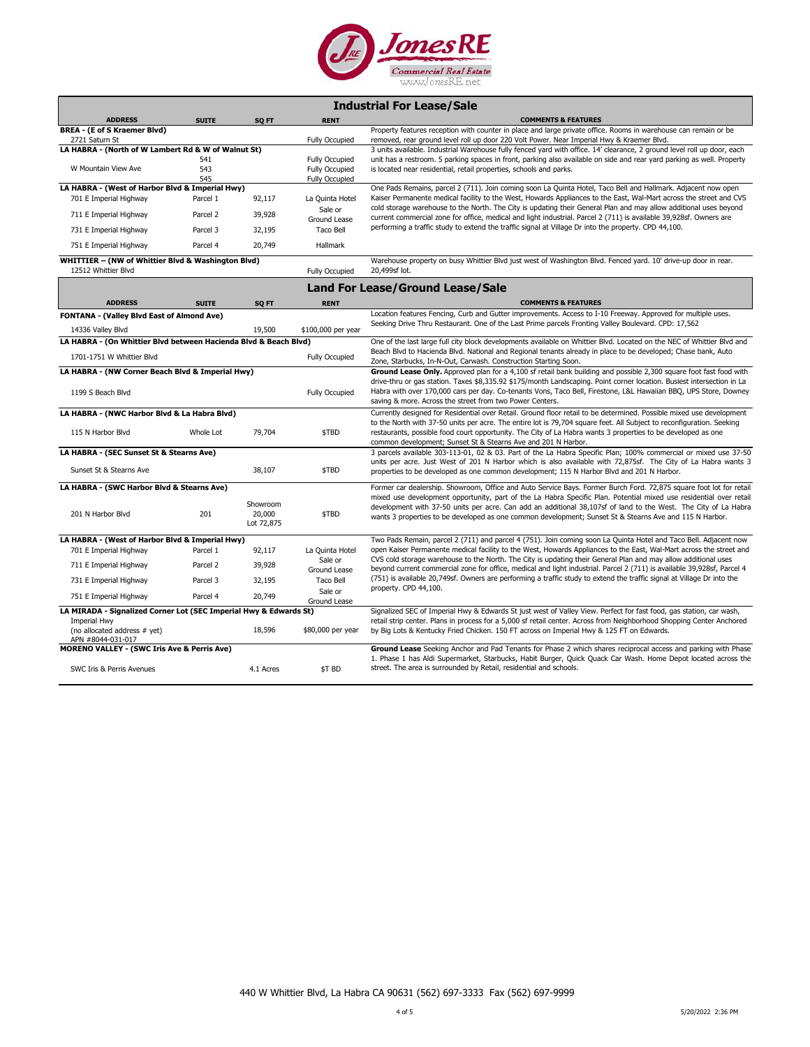# JonesRE

Commercial Real Estate

www.JonesRE.net

## Industrial For Lease/Sale

| ADDRESS | SUITE | SQ FT | RENT | COMMENTS & FEATURES |
|---|---|---|---|---|
| **BREA - (E of S Kraemer Blvd)** | | | | |
| 2721 Saturn St | | | Fully Occupied | Property features reception with counter in place and large private office. Rooms in warehouse can remain or be removed, rear ground level roll up door 220 Volt Power. Near Imperial Hwy & Kraemer Blvd. |
| **LA HABRA - (North of W Lambert Rd & W of Walnut St)** | | | | 3 units available. Industrial Warehouse fully fenced yard with office. 14' clearance, 2 ground level roll up door, each unit has a restroom. 5 parking spaces in front, parking also available on side and rear yard parking as well. Property is located near residential, retail properties, schools and parks. |
| | 541 | | Fully Occupied | |
| W Mountain View Ave | 543 | | Fully Occupied | |
| | 545 | | Fully Occupied | |
| **LA HABRA - (West of Harbor Blvd & Imperial Hwy)** | | | | One Pads Remains, parcel 2 (711). Join coming soon La Quinta Hotel, Taco Bell and Hallmark. Adjacent now open Kaiser Permanente medical facility to the West, Howards Appliances to the East, Wal-Mart across the street and CVS cold storage warehouse to the North. The City is updating their General Plan and may allow additional uses beyond current commercial zone for office, medical and light industrial. Parcel 2 (711) is available 39,928sf. Owners are performing a traffic study to extend the traffic signal at Village Dr into the property. CPD 44,100. |
| 701 E Imperial Highway | Parcel 1 | 92,117 | La Quinta Hotel | |
| 711 E Imperial Highway | Parcel 2 | 39,928 | Sale or Ground Lease | |
| 731 E Imperial Highway | Parcel 3 | 32,195 | Taco Bell | |
| 751 E Imperial Highway | Parcel 4 | 20,749 | Hallmark | |
| **WHITTIER – (NW of Whittier Blvd & Washington Blvd)** | | | | |
| 12512 Whittier Blvd | | | Fully Occupied | Warehouse property on busy Whittier Blvd just west of Washington Blvd. Fenced yard. 10' drive-up door in rear. 20,499sf lot. |

## Land For Lease/Ground Lease/Sale

| ADDRESS | SUITE | SQ FT | RENT | COMMENTS & FEATURES |
|---|---|---|---|---|
| **FONTANA - (Valley Blvd East of Almond Ave)** | | | | |
| 14336 Valley Blvd | | 19,500 | $100,000 per year | Location features Fencing, Curb and Gutter improvements. Access to I-10 Freeway. Approved for multiple uses. Seeking Drive Thru Restaurant. One of the Last Prime parcels Fronting Valley Boulevard. CPD: 17,562 |
| **LA HABRA - (On Whittier Blvd between Hacienda Blvd & Beach Blvd)** | | | | |
| 1701-1751 W Whittier Blvd | | | Fully Occupied | One of the last large full city block developments available on Whittier Blvd. Located on the NEC of Whittier Blvd and Beach Blvd to Hacienda Blvd. National and Regional tenants already in place to be developed; Chase bank, Auto Zone, Starbucks, In-N-Out, Carwash. Construction Starting Soon. |
| **LA HABRA - (NW Corner Beach Blvd & Imperial Hwy)** | | | | |
| 1199 S Beach Blvd | | | Fully Occupied | **Ground Lease Only.** Approved plan for a 4,100 sf retail bank building and possible 2,300 square foot fast food with drive-thru or gas station. Taxes $8,335.92 $175/month Landscaping. Point corner location. Busiest intersection in La Habra with over 170,000 cars per day. Co-tenants Vons, Taco Bell, Firestone, L&L Hawaiian BBQ, UPS Store, Downey saving & more. Across the street from two Power Centers. |
| **LA HABRA - (NWC Harbor Blvd & La Habra Blvd)** | | | | |
| 115 N Harbor Blvd | Whole Lot | 79,704 | $TBD | Currently designed for Residential over Retail. Ground floor retail to be determined. Possible mixed use development to the North with 37-50 units per acre. The entire lot is 79,704 square feet. All Subject to reconfiguration. Seeking restaurants, possible food court opportunity. The City of La Habra wants 3 properties to be developed as one common development; Sunset St & Stearns Ave and 201 N Harbor. |
| **LA HABRA - (SEC Sunset St & Stearns Ave)** | | | | |
| Sunset St & Stearns Ave | | 38,107 | $TBD | 3 parcels available 303-113-01, 02 & 03. Part of the La Habra Specific Plan; 100% commercial or mixed use 37-50 units per acre. Just West of 201 N Harbor which is also available with 72,875sf. The City of La Habra wants 3 properties to be developed as one common development; 115 N Harbor Blvd and 201 N Harbor. |
| **LA HABRA - (SWC Harbor Blvd & Stearns Ave)** | | | | |
| 201 N Harbor Blvd | 201 | Showroom 20,000 Lot 72,875 | $TBD | Former car dealership. Showroom, Office and Auto Service Bays. Former Burch Ford. 72,875 square foot lot for retail mixed use development opportunity, part of the La Habra Specific Plan. Potential mixed use residential over retail development with 37-50 units per acre. Can add an additional 38,107sf of land to the West. The City of La Habra wants 3 properties to be developed as one common development; Sunset St & Stearns Ave and 115 N Harbor. |
| **LA HABRA - (West of Harbor Blvd & Imperial Hwy)** | | | | Two Pads Remain, parcel 2 (711) and parcel 4 (751). Join coming soon La Quinta Hotel and Taco Bell. Adjacent now open Kaiser Permanente medical facility to the West, Howards Appliances to the East, Wal-Mart across the street and CVS cold storage warehouse to the North. The City is updating their General Plan and may allow additional uses beyond current commercial zone for office, medical and light industrial. Parcel 2 (711) is available 39,928sf, Parcel 4 (751) is available 20,749sf. Owners are performing a traffic study to extend the traffic signal at Village Dr into the property. CPD 44,100. |
| 701 E Imperial Highway | Parcel 1 | 92,117 | La Quinta Hotel | |
| 711 E Imperial Highway | Parcel 2 | 39,928 | Sale or Ground Lease | |
| 731 E Imperial Highway | Parcel 3 | 32,195 | Taco Bell | |
| 751 E Imperial Highway | Parcel 4 | 20,749 | Sale or Ground Lease | |
| **LA MIRADA - Signalized Corner Lot (SEC Imperial Hwy & Edwards St)** | | | | |
| Imperial Hwy (no allocated address # yet) APN #8044-031-017 | | 18,596 | $80,000 per year | Signalized SEC of Imperial Hwy & Edwards St just west of Valley View. Perfect for fast food, gas station, car wash, retail strip center. Plans in process for a 5,000 sf retail center. Across from Neighborhood Shopping Center Anchored by Big Lots & Kentucky Fried Chicken. 150 FT across on Imperial Hwy & 125 FT on Edwards. |
| **MORENO VALLEY - (SWC Iris Ave & Perris Ave)** | | | | |
| SWC Iris & Perris Avenues | | 4.1 Acres | $T BD | **Ground Lease** Seeking Anchor and Pad Tenants for Phase 2 which shares reciprocal access and parking with Phase 1. Phase 1 has Aldi Supermarket, Starbucks, Habit Burger, Quick Quack Car Wash. Home Depot located across the street. The area is surrounded by Retail, residential and schools. |

440 W Whittier Blvd, La Habra CA 90631 (562) 697-3333 Fax (562) 697-9999

5/20/2022 2:36 PM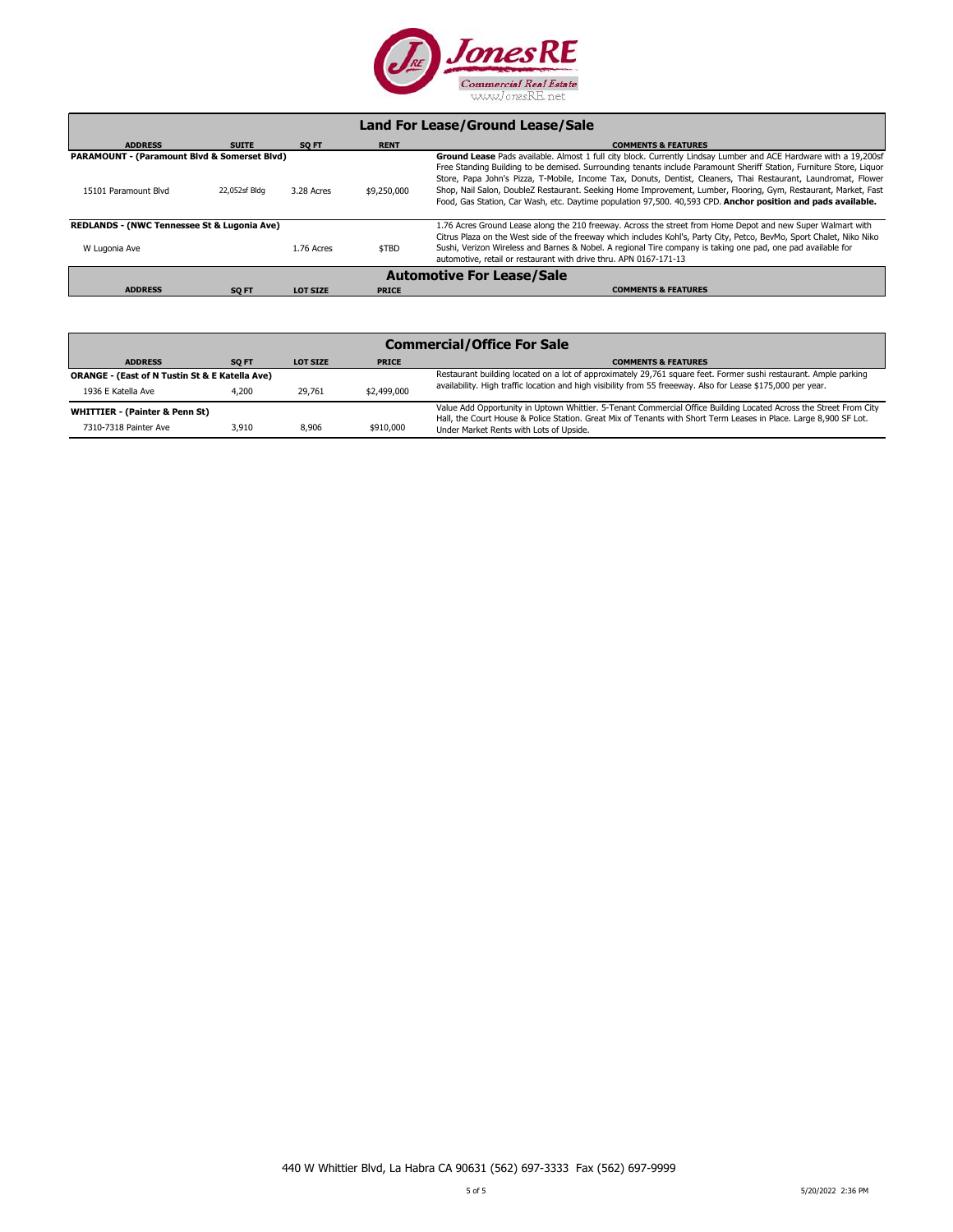JonesRE Commercial Real Estate
www.JonesRE.net

## Land For Lease/Ground Lease/Sale

| ADDRESS | SUITE | SQ FT | RENT | COMMENTS & FEATURES |
|---|---|---|---|---|
| **PARAMOUNT - (Paramount Blvd & Somerset Blvd)** | | | | |
| 15101 Paramount Blvd | 22,052sf Bldg | 3.28 Acres | $9,250,000 | **Ground Lease** Pads available. Almost 1 full city block. Currently Lindsay Lumber and ACE Hardware with a 19,200sf Free Standing Building to be demised. Surrounding tenants include Paramount Sheriff Station, Furniture Store, Liquor Store, Papa John's Pizza, T-Mobile, Income Tax, Donuts, Dentist, Cleaners, Thai Restaurant, Laundromat, Flower Shop, Nail Salon, DoubleZ Restaurant. Seeking Home Improvement, Lumber, Flooring, Gym, Restaurant, Market, Fast Food, Gas Station, Car Wash, etc. Daytime population 97,500. 40,593 CPD. **Anchor position and pads available.** |
| **REDLANDS - (NWC Tennessee St & Lugonia Ave)** | | | | |
| W Lugonia Ave | | 1.76 Acres | $TBD | 1.76 Acres Ground Lease along the 210 freeway. Across the street from Home Depot and new Super Walmart with Citrus Plaza on the West side of the freeway which includes Kohl's, Party City, Petco, BevMo, Sport Chalet, Niko Niko Sushi, Verizon Wireless and Barnes & Nobel. A regional Tire company is taking one pad, one pad available for automotive, retail or restaurant with drive thru. APN 0167-171-13 |

## Automotive For Lease/Sale

| ADDRESS | SQ FT | LOT SIZE | PRICE | COMMENTS & FEATURES |
|---|---|---|---|---|

## Commercial/Office For Sale

| ADDRESS | SQ FT | LOT SIZE | PRICE | COMMENTS & FEATURES |
|---|---|---|---|---|
| **ORANGE - (East of N Tustin St & E Katella Ave)** | | | | |
| 1936 E Katella Ave | 4,200 | 29,761 | $2,499,000 | Restaurant building located on a lot of approximately 29,761 square feet. Former sushi restaurant. Ample parking availability. High traffic location and high visibility from 55 freeway. Also for Lease $175,000 per year. |
| **WHITTIER - (Painter & Penn St)** | | | | |
| 7310-7318 Painter Ave | 3,910 | 8,906 | $910,000 | Value Add Opportunity in Uptown Whittier. 5-Tenant Commercial Office Building Located Across the Street From City Hall, the Court House & Police Station. Great Mix of Tenants with Short Term Leases in Place. Large 8,900 SF Lot. Under Market Rents with Lots of Upside. |

440 W Whittier Blvd, La Habra CA 90631 (562) 697-3333 Fax (562) 697-9999

5/20/2022 2:36 PM